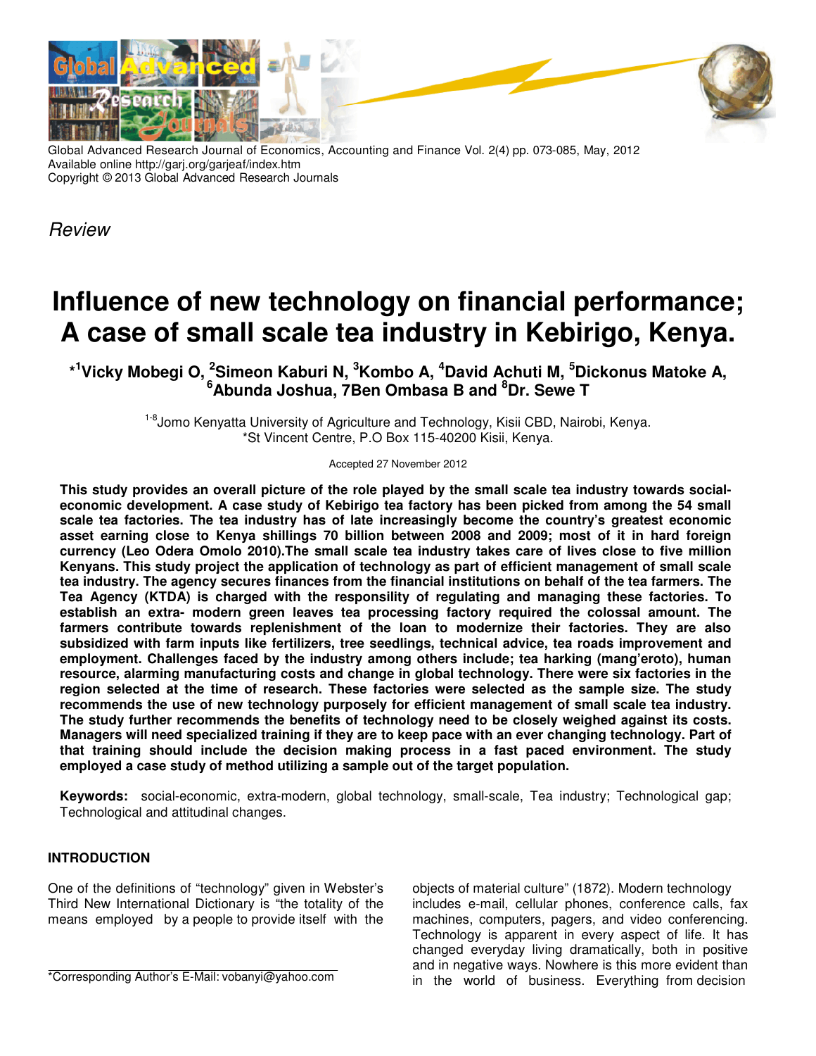Global Advanced Research Journal of Economics, Accounting and Finance Vol. 2(4) pp. 073-085, May, 2012
Available online http://garj.org/garjeaf/index.htm
Copyright © 2013 Global Advanced Research Journals

*Review*

# Influence of new technology on financial performance; A case of small scale tea industry in Kebirigo, Kenya.

**\*[1]Vicky Mobegi O, [2]Simeon Kaburi N, [3]Kombo A, [4]David Achuti M, [5]Dickonus Matoke A, [6]Abunda Joshua, 7Ben Ombasa B and [8]Dr. Sewe T**

[1-8]Jomo Kenyatta University of Agriculture and Technology, Kisii CBD, Nairobi, Kenya.
\*St Vincent Centre, P.O Box 115-40200 Kisii, Kenya.

Accepted 27 November 2012

**This study provides an overall picture of the role played by the small scale tea industry towards social-economic development. A case study of Kebirigo tea factory has been picked from among the 54 small scale tea factories. The tea industry has of late increasingly become the country's greatest economic asset earning close to Kenya shillings 70 billion between 2008 and 2009; most of it in hard foreign currency (Leo Odera Omolo 2010).The small scale tea industry takes care of lives close to five million Kenyans. This study project the application of technology as part of efficient management of small scale tea industry. The agency secures finances from the financial institutions on behalf of the tea farmers. The Tea Agency (KTDA) is charged with the responsibility of regulating and managing these factories. To establish an extra- modern green leaves tea processing factory required the colossal amount. The farmers contribute towards replenishment of the loan to modernize their factories. They are also subsidized with farm inputs like fertilizers, tree seedlings, technical advice, tea roads improvement and employment. Challenges faced by the industry among others include; tea harking (mang'eroto), human resource, alarming manufacturing costs and change in global technology. There were six factories in the region selected at the time of research. These factories were selected as the sample size. The study recommends the use of new technology purposely for efficient management of small scale tea industry. The study further recommends the benefits of technology need to be closely weighed against its costs. Managers will need specialized training if they are to keep pace with an ever changing technology. Part of that training should include the decision making process in a fast paced environment. The study employed a case study of method utilizing a sample out of the target population.**

**Keywords:** social-economic, extra-modern, global technology, small-scale, Tea industry; Technological gap; Technological and attitudinal changes.

## INTRODUCTION

One of the definitions of "technology" given in Webster's Third New International Dictionary is "the totality of the means employed by a people to provide itself with the objects of material culture" (1872). Modern technology includes e-mail, cellular phones, conference calls, fax machines, computers, pagers, and video conferencing. Technology is apparent in every aspect of life. It has changed everyday living dramatically, both in positive and in negative ways. Nowhere is this more evident than in the world of business. Everything from decision

\*Corresponding Author's E-Mail: vobanyi@yahoo.com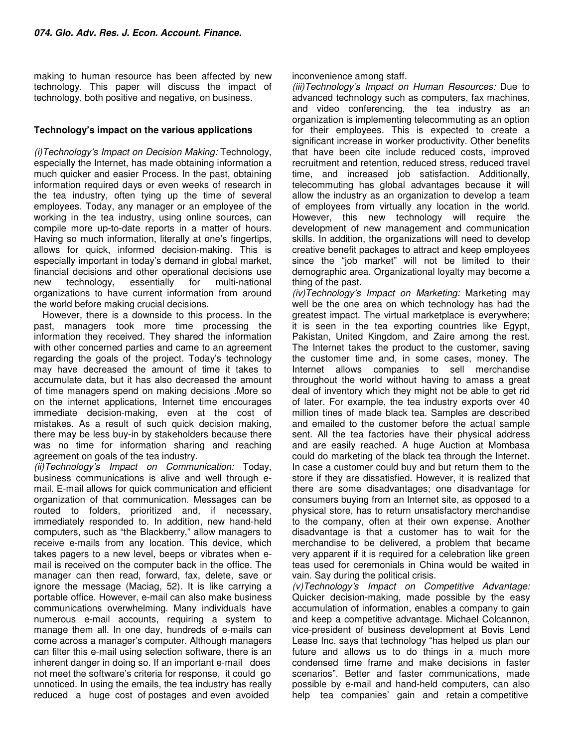making to human resource has been affected by new technology. This paper will discuss the impact of technology, both positive and negative, on business.

## Technology's impact on the various applications

*(i)Technology's Impact on Decision Making:* Technology, especially the Internet, has made obtaining information a much quicker and easier Process. In the past, obtaining information required days or even weeks of research in the tea industry, often tying up the time of several employees. Today, any manager or an employee of the working in the tea industry, using online sources, can compile more up-to-date reports in a matter of hours. Having so much information, literally at one's fingertips, allows for quick, informed decision-making. This is especially important in today's demand in global market, financial decisions and other operational decisions use new technology, essentially for multi-national organizations to have current information from around the world before making crucial decisions.

However, there is a downside to this process. In the past, managers took more time processing the information they received. They shared the information with other concerned parties and came to an agreement regarding the goals of the project. Today's technology may have decreased the amount of time it takes to accumulate data, but it has also decreased the amount of time managers spend on making decisions .More so on the internet applications, Internet time encourages immediate decision-making, even at the cost of mistakes. As a result of such quick decision making, there may be less buy-in by stakeholders because there was no time for information sharing and reaching agreement on goals of the tea industry.

*(ii)Technology's Impact on Communication:* Today, business communications is alive and well through e-mail. E-mail allows for quick communication and efficient organization of that communication. Messages can be routed to folders, prioritized and, if necessary, immediately responded to. In addition, new hand-held computers, such as "the Blackberry," allow managers to receive e-mails from any location. This device, which takes pagers to a new level, beeps or vibrates when e-mail is received on the computer back in the office. The manager can then read, forward, fax, delete, save or ignore the message (Maciag, 52). It is like carrying a portable office. However, e-mail can also make business communications overwhelming. Many individuals have numerous e-mail accounts, requiring a system to manage them all. In one day, hundreds of e-mails can come across a manager's computer. Although managers can filter this e-mail using selection software, there is an inherent danger in doing so. If an important e-mail does not meet the software's criteria for response, it could go unnoticed. In using the emails, the tea industry has really reduced a huge cost of postages and even avoided inconvenience among staff.

*(iii)Technology's Impact on Human Resources:* Due to advanced technology such as computers, fax machines, and video conferencing, the tea industry as an organization is implementing telecommuting as an option for their employees. This is expected to create a significant increase in worker productivity. Other benefits that have been cite include reduced costs, improved recruitment and retention, reduced stress, reduced travel time, and increased job satisfaction. Additionally, telecommuting has global advantages because it will allow the industry as an organization to develop a team of employees from virtually any location in the world. However, this new technology will require the development of new management and communication skills. In addition, the organizations will need to develop creative benefit packages to attract and keep employees since the "job market" will not be limited to their demographic area. Organizational loyalty may become a thing of the past.

*(iv)Technology's Impact on Marketing:* Marketing may well be the one area on which technology has had the greatest impact. The virtual marketplace is everywhere; it is seen in the tea exporting countries like Egypt, Pakistan, United Kingdom, and Zaire among the rest. The Internet takes the product to the customer, saving the customer time and, in some cases, money. The Internet allows companies to sell merchandise throughout the world without having to amass a great deal of inventory which they might not be able to get rid of later. For example, the tea industry exports over 40 million tines of made black tea. Samples are described and emailed to the customer before the actual sample sent. All the tea factories have their physical address and are easily reached. A huge Auction at Mombasa could do marketing of the black tea through the Internet. In case a customer could buy and but return them to the store if they are dissatisfied. However, it is realized that there are some disadvantages; one disadvantage for consumers buying from an Internet site, as opposed to a physical store, has to return unsatisfactory merchandise to the company, often at their own expense. Another disadvantage is that a customer has to wait for the merchandise to be delivered, a problem that became very apparent if it is required for a celebration like green teas used for ceremonials in China would be waited in vain. Say during the political crisis.

*(v)Technology's Impact on Competitive Advantage:* Quicker decision-making, made possible by the easy accumulation of information, enables a company to gain and keep a competitive advantage. Michael Colcannon, vice-president of business development at Bovis Lend Lease Inc. says that technology "has helped us plan our future and allows us to do things in a much more condensed time frame and make decisions in faster scenarios". Better and faster communications, made possible by e-mail and hand-held computers, can also help tea companies' gain and retain a competitive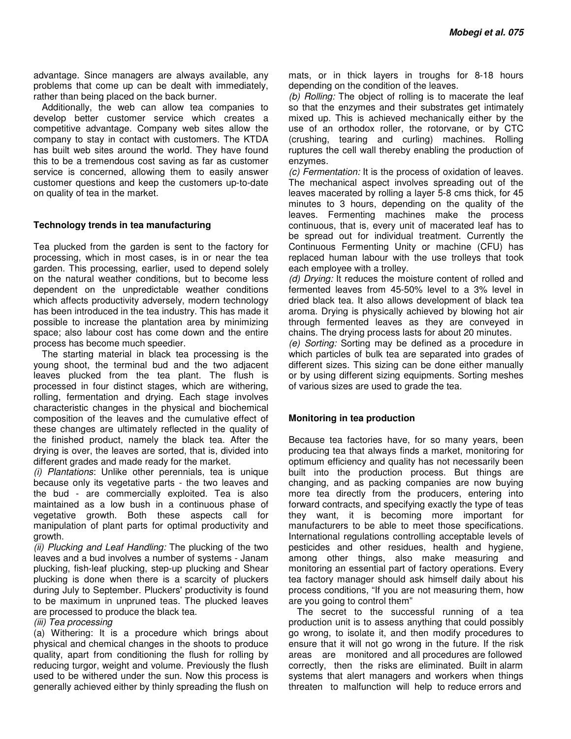advantage. Since managers are always available, any problems that come up can be dealt with immediately, rather than being placed on the back burner.

Additionally, the web can allow tea companies to develop better customer service which creates a competitive advantage. Company web sites allow the company to stay in contact with customers. The KTDA has built web sites around the world. They have found this to be a tremendous cost saving as far as customer service is concerned, allowing them to easily answer customer questions and keep the customers up-to-date on quality of tea in the market.

### Technology trends in tea manufacturing

Tea plucked from the garden is sent to the factory for processing, which in most cases, is in or near the tea garden. This processing, earlier, used to depend solely on the natural weather conditions, but to become less dependent on the unpredictable weather conditions which affects productivity adversely, modern technology has been introduced in the tea industry. This has made it possible to increase the plantation area by minimizing space; also labour cost has come down and the entire process has become much speedier.

The starting material in black tea processing is the young shoot, the terminal bud and the two adjacent leaves plucked from the tea plant. The flush is processed in four distinct stages, which are withering, rolling, fermentation and drying. Each stage involves characteristic changes in the physical and biochemical composition of the leaves and the cumulative effect of these changes are ultimately reflected in the quality of the finished product, namely the black tea. After the drying is over, the leaves are sorted, that is, divided into different grades and made ready for the market.

*(i) Plantations*: Unlike other perennials, tea is unique because only its vegetative parts - the two leaves and the bud - are commercially exploited. Tea is also maintained as a low bush in a continuous phase of vegetative growth. Both these aspects call for manipulation of plant parts for optimal productivity and growth.

*(ii) Plucking and Leaf Handling:* The plucking of the two leaves and a bud involves a number of systems - Janam plucking, fish-leaf plucking, step-up plucking and Shear plucking is done when there is a scarcity of pluckers during July to September. Pluckers' productivity is found to be maximum in unpruned teas. The plucked leaves are processed to produce the black tea.

*(iii) Tea processing*

(a) Withering: It is a procedure which brings about physical and chemical changes in the shoots to produce quality, apart from conditioning the flush for rolling by reducing turgor, weight and volume. Previously the flush used to be withered under the sun. Now this process is generally achieved either by thinly spreading the flush on mats, or in thick layers in troughs for 8-18 hours depending on the condition of the leaves.

*(b) Rolling:* The object of rolling is to macerate the leaf so that the enzymes and their substrates get intimately mixed up. This is achieved mechanically either by the use of an orthodox roller, the rotorvane, or by CTC (crushing, tearing and curling) machines. Rolling ruptures the cell wall thereby enabling the production of enzymes.

*(c) Fermentation:* It is the process of oxidation of leaves. The mechanical aspect involves spreading out of the leaves macerated by rolling a layer 5-8 cms thick, for 45 minutes to 3 hours, depending on the quality of the leaves. Fermenting machines make the process continuous, that is, every unit of macerated leaf has to be spread out for individual treatment. Currently the Continuous Fermenting Unity or machine (CFU) has replaced human labour with the use trolleys that took each employee with a trolley.

*(d) Drying:* It reduces the moisture content of rolled and fermented leaves from 45-50% level to a 3% level in dried black tea. It also allows development of black tea aroma. Drying is physically achieved by blowing hot air through fermented leaves as they are conveyed in chains. The drying process lasts for about 20 minutes.

*(e) Sorting:* Sorting may be defined as a procedure in which particles of bulk tea are separated into grades of different sizes. This sizing can be done either manually or by using different sizing equipments. Sorting meshes of various sizes are used to grade the tea.

### Monitoring in tea production

Because tea factories have, for so many years, been producing tea that always finds a market, monitoring for optimum efficiency and quality has not necessarily been built into the production process. But things are changing, and as packing companies are now buying more tea directly from the producers, entering into forward contracts, and specifying exactly the type of teas they want, it is becoming more important for manufacturers to be able to meet those specifications. International regulations controlling acceptable levels of pesticides and other residues, health and hygiene, among other things, also make measuring and monitoring an essential part of factory operations. Every tea factory manager should ask himself daily about his process conditions, "If you are not measuring them, how are you going to control them"

The secret to the successful running of a tea production unit is to assess anything that could possibly go wrong, to isolate it, and then modify procedures to ensure that it will not go wrong in the future. If the risk areas are monitored and all procedures are followed correctly, then the risks are eliminated. Built in alarm systems that alert managers and workers when things threaten to malfunction will help to reduce errors and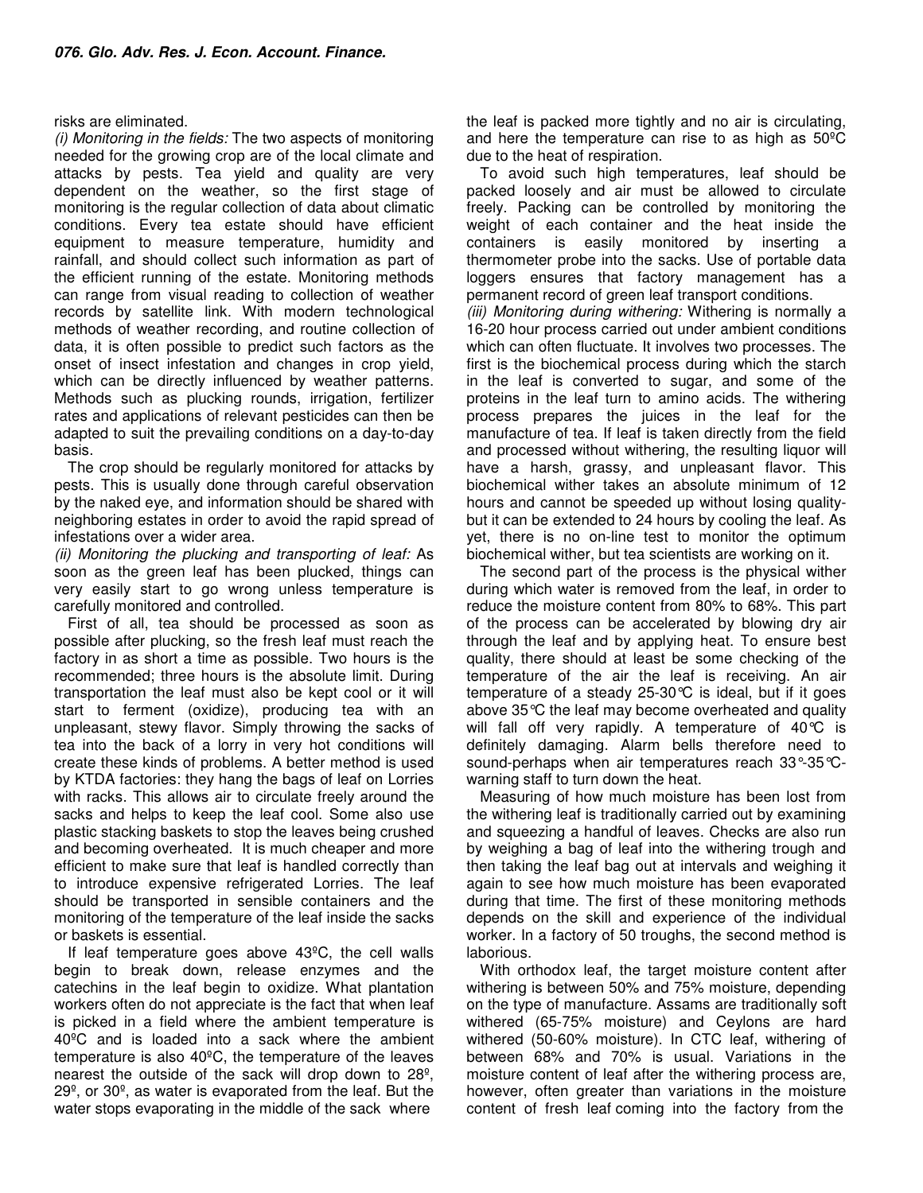risks are eliminated.

*(i) Monitoring in the fields:* The two aspects of monitoring needed for the growing crop are of the local climate and attacks by pests. Tea yield and quality are very dependent on the weather, so the first stage of monitoring is the regular collection of data about climatic conditions. Every tea estate should have efficient equipment to measure temperature, humidity and rainfall, and should collect such information as part of the efficient running of the estate. Monitoring methods can range from visual reading to collection of weather records by satellite link. With modern technological methods of weather recording, and routine collection of data, it is often possible to predict such factors as the onset of insect infestation and changes in crop yield, which can be directly influenced by weather patterns. Methods such as plucking rounds, irrigation, fertilizer rates and applications of relevant pesticides can then be adapted to suit the prevailing conditions on a day-to-day basis.

The crop should be regularly monitored for attacks by pests. This is usually done through careful observation by the naked eye, and information should be shared with neighboring estates in order to avoid the rapid spread of infestations over a wider area.

*(ii) Monitoring the plucking and transporting of leaf:* As soon as the green leaf has been plucked, things can very easily start to go wrong unless temperature is carefully monitored and controlled.

First of all, tea should be processed as soon as possible after plucking, so the fresh leaf must reach the factory in as short a time as possible. Two hours is the recommended; three hours is the absolute limit. During transportation the leaf must also be kept cool or it will start to ferment (oxidize), producing tea with an unpleasant, stewy flavor. Simply throwing the sacks of tea into the back of a lorry in very hot conditions will create these kinds of problems. A better method is used by KTDA factories: they hang the bags of leaf on Lorries with racks. This allows air to circulate freely around the sacks and helps to keep the leaf cool. Some also use plastic stacking baskets to stop the leaves being crushed and becoming overheated. It is much cheaper and more efficient to make sure that leaf is handled correctly than to introduce expensive refrigerated Lorries. The leaf should be transported in sensible containers and the monitoring of the temperature of the leaf inside the sacks or baskets is essential.

If leaf temperature goes above 43ºC, the cell walls begin to break down, release enzymes and the catechins in the leaf begin to oxidize. What plantation workers often do not appreciate is the fact that when leaf is picked in a field where the ambient temperature is 40ºC and is loaded into a sack where the ambient temperature is also 40ºC, the temperature of the leaves nearest the outside of the sack will drop down to 28º, 29º, or 30º, as water is evaporated from the leaf. But the water stops evaporating in the middle of the sack where the leaf is packed more tightly and no air is circulating, and here the temperature can rise to as high as 50ºC due to the heat of respiration.

To avoid such high temperatures, leaf should be packed loosely and air must be allowed to circulate freely. Packing can be controlled by monitoring the weight of each container and the heat inside the containers is easily monitored by inserting a thermometer probe into the sacks. Use of portable data loggers ensures that factory management has a permanent record of green leaf transport conditions.

*(iii) Monitoring during withering:* Withering is normally a 16-20 hour process carried out under ambient conditions which can often fluctuate. It involves two processes. The first is the biochemical process during which the starch in the leaf is converted to sugar, and some of the proteins in the leaf turn to amino acids. The withering process prepares the juices in the leaf for the manufacture of tea. If leaf is taken directly from the field and processed without withering, the resulting liquor will have a harsh, grassy, and unpleasant flavor. This biochemical wither takes an absolute minimum of 12 hours and cannot be speeded up without losing quality- but it can be extended to 24 hours by cooling the leaf. As yet, there is no on-line test to monitor the optimum biochemical wither, but tea scientists are working on it.

The second part of the process is the physical wither during which water is removed from the leaf, in order to reduce the moisture content from 80% to 68%. This part of the process can be accelerated by blowing dry air through the leaf and by applying heat. To ensure best quality, there should at least be some checking of the temperature of the air the leaf is receiving. An air temperature of a steady 25-30°C is ideal, but if it goes above 35°C the leaf may become overheated and quality will fall off very rapidly. A temperature of 40°C is definitely damaging. Alarm bells therefore need to sound-perhaps when air temperatures reach 33°-35°C- warning staff to turn down the heat.

Measuring of how much moisture has been lost from the withering leaf is traditionally carried out by examining and squeezing a handful of leaves. Checks are also run by weighing a bag of leaf into the withering trough and then taking the leaf bag out at intervals and weighing it again to see how much moisture has been evaporated during that time. The first of these monitoring methods depends on the skill and experience of the individual worker. In a factory of 50 troughs, the second method is laborious.

With orthodox leaf, the target moisture content after withering is between 50% and 75% moisture, depending on the type of manufacture. Assams are traditionally soft withered (65-75% moisture) and Ceylons are hard withered (50-60% moisture). In CTC leaf, withering of between 68% and 70% is usual. Variations in the moisture content of leaf after the withering process are, however, often greater than variations in the moisture content of fresh leaf coming into the factory from the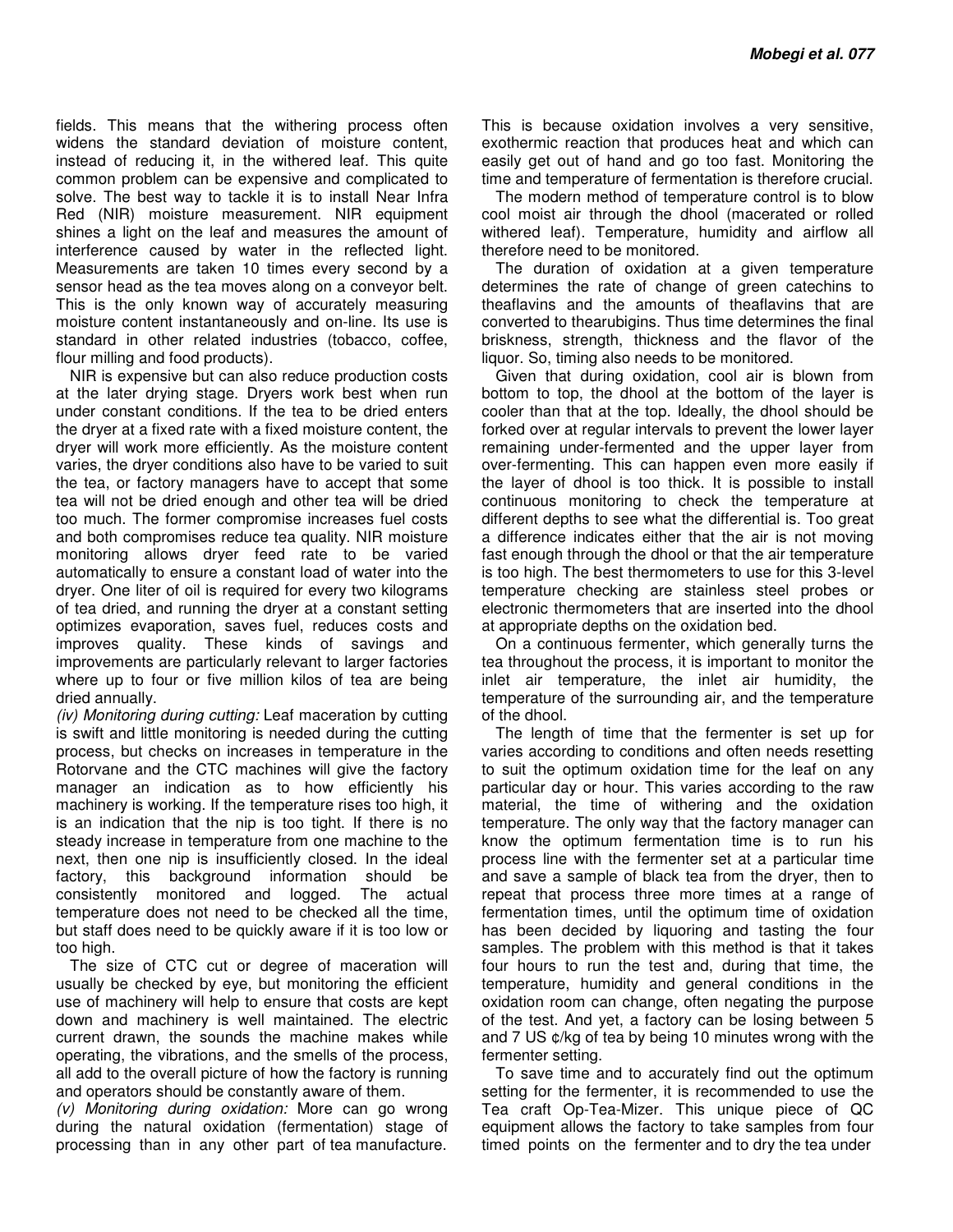fields. This means that the withering process often widens the standard deviation of moisture content, instead of reducing it, in the withered leaf. This quite common problem can be expensive and complicated to solve. The best way to tackle it is to install Near Infra Red (NIR) moisture measurement. NIR equipment shines a light on the leaf and measures the amount of interference caused by water in the reflected light. Measurements are taken 10 times every second by a sensor head as the tea moves along on a conveyor belt. This is the only known way of accurately measuring moisture content instantaneously and on-line. Its use is standard in other related industries (tobacco, coffee, flour milling and food products).

NIR is expensive but can also reduce production costs at the later drying stage. Dryers work best when run under constant conditions. If the tea to be dried enters the dryer at a fixed rate with a fixed moisture content, the dryer will work more efficiently. As the moisture content varies, the dryer conditions also have to be varied to suit the tea, or factory managers have to accept that some tea will not be dried enough and other tea will be dried too much. The former compromise increases fuel costs and both compromises reduce tea quality. NIR moisture monitoring allows dryer feed rate to be varied automatically to ensure a constant load of water into the dryer. One liter of oil is required for every two kilograms of tea dried, and running the dryer at a constant setting optimizes evaporation, saves fuel, reduces costs and improves quality. These kinds of savings and improvements are particularly relevant to larger factories where up to four or five million kilos of tea are being dried annually.

*(iv) Monitoring during cutting:* Leaf maceration by cutting is swift and little monitoring is needed during the cutting process, but checks on increases in temperature in the Rotorvane and the CTC machines will give the factory manager an indication as to how efficiently his machinery is working. If the temperature rises too high, it is an indication that the nip is too tight. If there is no steady increase in temperature from one machine to the next, then one nip is insufficiently closed. In the ideal factory, this background information should be consistently monitored and logged. The actual temperature does not need to be checked all the time, but staff does need to be quickly aware if it is too low or too high.

The size of CTC cut or degree of maceration will usually be checked by eye, but monitoring the efficient use of machinery will help to ensure that costs are kept down and machinery is well maintained. The electric current drawn, the sounds the machine makes while operating, the vibrations, and the smells of the process, all add to the overall picture of how the factory is running and operators should be constantly aware of them.

*(v) Monitoring during oxidation:* More can go wrong during the natural oxidation (fermentation) stage of processing than in any other part of tea manufacture. This is because oxidation involves a very sensitive, exothermic reaction that produces heat and which can easily get out of hand and go too fast. Monitoring the time and temperature of fermentation is therefore crucial.

The modern method of temperature control is to blow cool moist air through the dhool (macerated or rolled withered leaf). Temperature, humidity and airflow all therefore need to be monitored.

The duration of oxidation at a given temperature determines the rate of change of green catechins to theaflavins and the amounts of theaflavins that are converted to thearubigins. Thus time determines the final briskness, strength, thickness and the flavor of the liquor. So, timing also needs to be monitored.

Given that during oxidation, cool air is blown from bottom to top, the dhool at the bottom of the layer is cooler than that at the top. Ideally, the dhool should be forked over at regular intervals to prevent the lower layer remaining under-fermented and the upper layer from over-fermenting. This can happen even more easily if the layer of dhool is too thick. It is possible to install continuous monitoring to check the temperature at different depths to see what the differential is. Too great a difference indicates either that the air is not moving fast enough through the dhool or that the air temperature is too high. The best thermometers to use for this 3-level temperature checking are stainless steel probes or electronic thermometers that are inserted into the dhool at appropriate depths on the oxidation bed.

On a continuous fermenter, which generally turns the tea throughout the process, it is important to monitor the inlet air temperature, the inlet air humidity, the temperature of the surrounding air, and the temperature of the dhool.

The length of time that the fermenter is set up for varies according to conditions and often needs resetting to suit the optimum oxidation time for the leaf on any particular day or hour. This varies according to the raw material, the time of withering and the oxidation temperature. The only way that the factory manager can know the optimum fermentation time is to run his process line with the fermenter set at a particular time and save a sample of black tea from the dryer, then to repeat that process three more times at a range of fermentation times, until the optimum time of oxidation has been decided by liquoring and tasting the four samples. The problem with this method is that it takes four hours to run the test and, during that time, the temperature, humidity and general conditions in the oxidation room can change, often negating the purpose of the test. And yet, a factory can be losing between 5 and 7 US ¢/kg of tea by being 10 minutes wrong with the fermenter setting.

To save time and to accurately find out the optimum setting for the fermenter, it is recommended to use the Tea craft Op-Tea-Mizer. This unique piece of QC equipment allows the factory to take samples from four timed points on the fermenter and to dry the tea under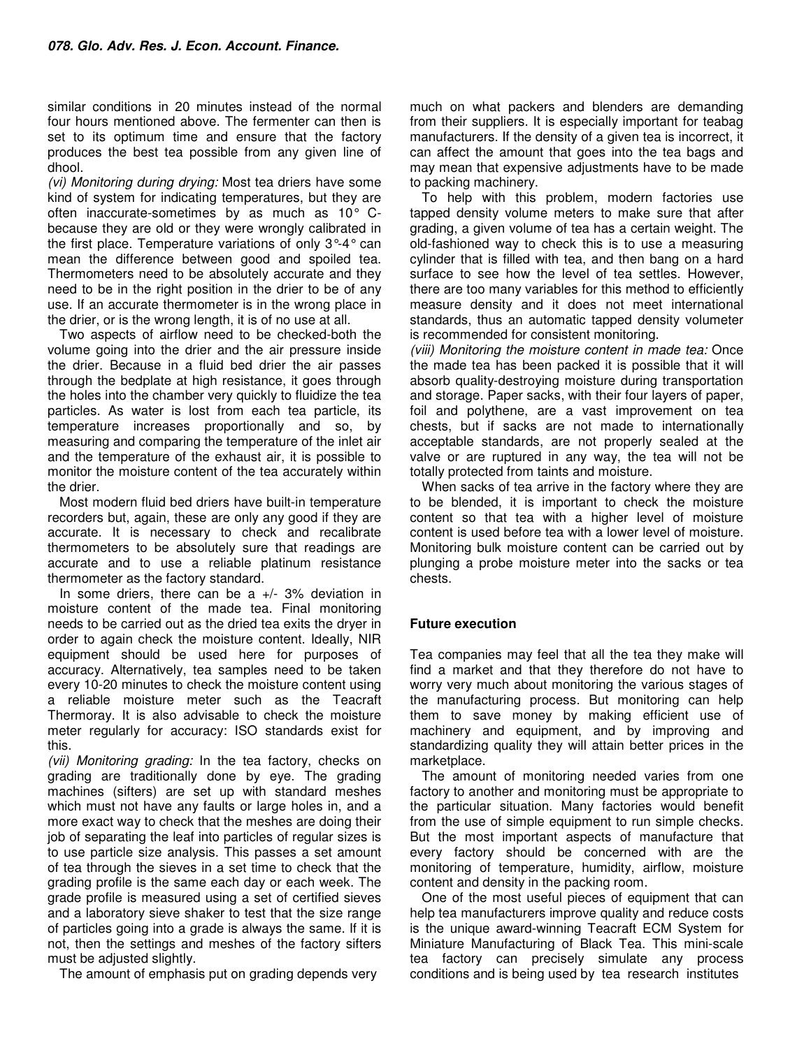similar conditions in 20 minutes instead of the normal four hours mentioned above. The fermenter can then is set to its optimum time and ensure that the factory produces the best tea possible from any given line of dhool.

*(vi) Monitoring during drying:* Most tea driers have some kind of system for indicating temperatures, but they are often inaccurate-sometimes by as much as 10° C-because they are old or they were wrongly calibrated in the first place. Temperature variations of only 3°-4° can mean the difference between good and spoiled tea. Thermometers need to be absolutely accurate and they need to be in the right position in the drier to be of any use. If an accurate thermometer is in the wrong place in the drier, or is the wrong length, it is of no use at all.

Two aspects of airflow need to be checked-both the volume going into the drier and the air pressure inside the drier. Because in a fluid bed drier the air passes through the bedplate at high resistance, it goes through the holes into the chamber very quickly to fluidize the tea particles. As water is lost from each tea particle, its temperature increases proportionally and so, by measuring and comparing the temperature of the inlet air and the temperature of the exhaust air, it is possible to monitor the moisture content of the tea accurately within the drier.

Most modern fluid bed driers have built-in temperature recorders but, again, these are only any good if they are accurate. It is necessary to check and recalibrate thermometers to be absolutely sure that readings are accurate and to use a reliable platinum resistance thermometer as the factory standard.

In some driers, there can be a +/- 3% deviation in moisture content of the made tea. Final monitoring needs to be carried out as the dried tea exits the dryer in order to again check the moisture content. Ideally, NIR equipment should be used here for purposes of accuracy. Alternatively, tea samples need to be taken every 10-20 minutes to check the moisture content using a reliable moisture meter such as the Teacraft Thermoray. It is also advisable to check the moisture meter regularly for accuracy: ISO standards exist for this.

*(vii) Monitoring grading:* In the tea factory, checks on grading are traditionally done by eye. The grading machines (sifters) are set up with standard meshes which must not have any faults or large holes in, and a more exact way to check that the meshes are doing their job of separating the leaf into particles of regular sizes is to use particle size analysis. This passes a set amount of tea through the sieves in a set time to check that the grading profile is the same each day or each week. The grade profile is measured using a set of certified sieves and a laboratory sieve shaker to test that the size range of particles going into a grade is always the same. If it is not, then the settings and meshes of the factory sifters must be adjusted slightly.

The amount of emphasis put on grading depends very much on what packers and blenders are demanding from their suppliers. It is especially important for teabag manufacturers. If the density of a given tea is incorrect, it can affect the amount that goes into the tea bags and may mean that expensive adjustments have to be made to packing machinery.

To help with this problem, modern factories use tapped density volume meters to make sure that after grading, a given volume of tea has a certain weight. The old-fashioned way to check this is to use a measuring cylinder that is filled with tea, and then bang on a hard surface to see how the level of tea settles. However, there are too many variables for this method to efficiently measure density and it does not meet international standards, thus an automatic tapped density volumeter is recommended for consistent monitoring.

*(viii) Monitoring the moisture content in made tea:* Once the made tea has been packed it is possible that it will absorb quality-destroying moisture during transportation and storage. Paper sacks, with their four layers of paper, foil and polythene, are a vast improvement on tea chests, but if sacks are not made to internationally acceptable standards, are not properly sealed at the valve or are ruptured in any way, the tea will not be totally protected from taints and moisture.

When sacks of tea arrive in the factory where they are to be blended, it is important to check the moisture content so that tea with a higher level of moisture content is used before tea with a lower level of moisture. Monitoring bulk moisture content can be carried out by plunging a probe moisture meter into the sacks or tea chests.

## Future execution

Tea companies may feel that all the tea they make will find a market and that they therefore do not have to worry very much about monitoring the various stages of the manufacturing process. But monitoring can help them to save money by making efficient use of machinery and equipment, and by improving and standardizing quality they will attain better prices in the marketplace.

The amount of monitoring needed varies from one factory to another and monitoring must be appropriate to the particular situation. Many factories would benefit from the use of simple equipment to run simple checks. But the most important aspects of manufacture that every factory should be concerned with are the monitoring of temperature, humidity, airflow, moisture content and density in the packing room.

One of the most useful pieces of equipment that can help tea manufacturers improve quality and reduce costs is the unique award-winning Teacraft ECM System for Miniature Manufacturing of Black Tea. This mini-scale tea factory can precisely simulate any process conditions and is being used by tea research institutes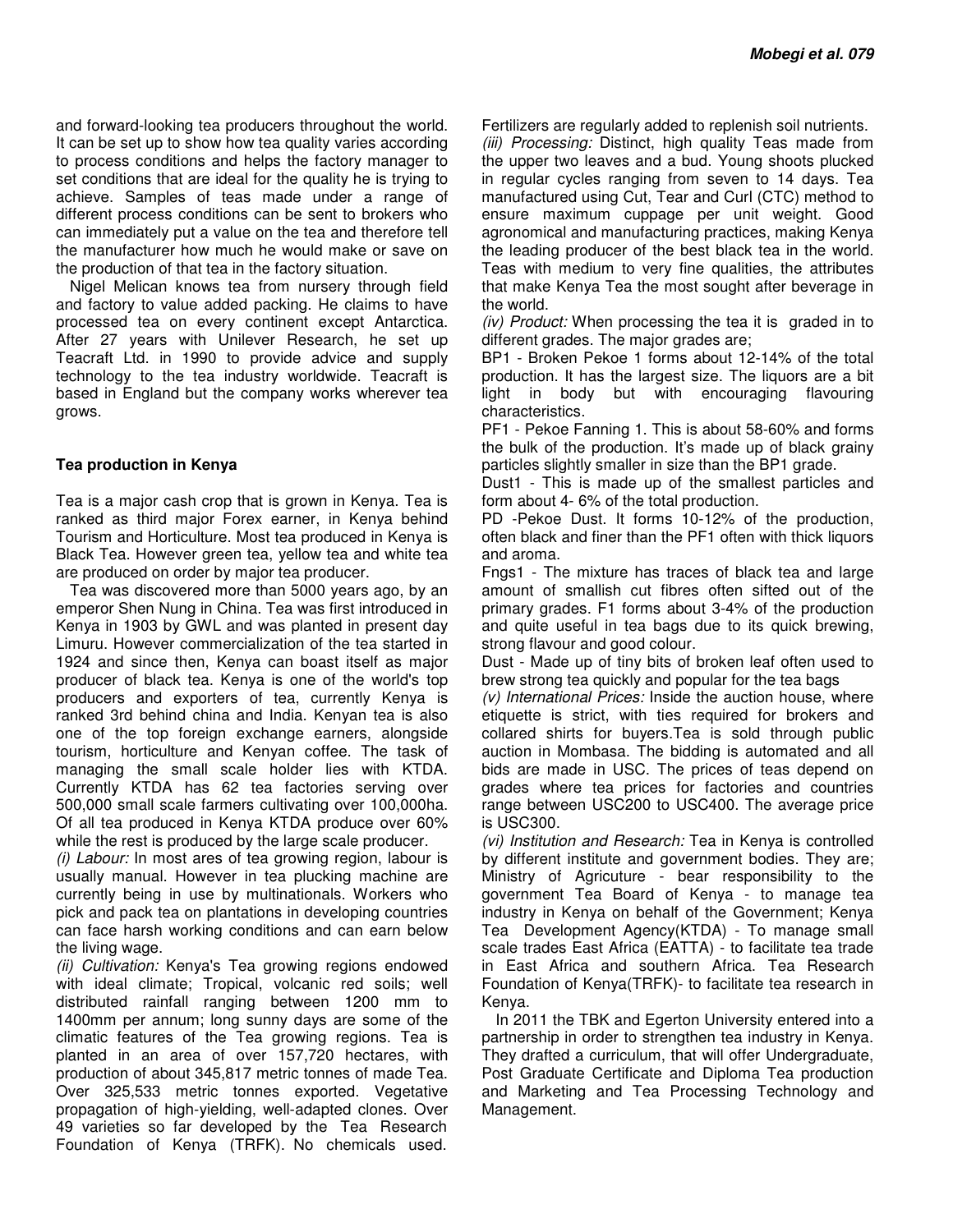and forward-looking tea producers throughout the world. It can be set up to show how tea quality varies according to process conditions and helps the factory manager to set conditions that are ideal for the quality he is trying to achieve. Samples of teas made under a range of different process conditions can be sent to brokers who can immediately put a value on the tea and therefore tell the manufacturer how much he would make or save on the production of that tea in the factory situation.

Nigel Melican knows tea from nursery through field and factory to value added packing. He claims to have processed tea on every continent except Antarctica. After 27 years with Unilever Research, he set up Teacraft Ltd. in 1990 to provide advice and supply technology to the tea industry worldwide. Teacraft is based in England but the company works wherever tea grows.

**Tea production in Kenya**

Tea is a major cash crop that is grown in Kenya. Tea is ranked as third major Forex earner, in Kenya behind Tourism and Horticulture. Most tea produced in Kenya is Black Tea. However green tea, yellow tea and white tea are produced on order by major tea producer.

Tea was discovered more than 5000 years ago, by an emperor Shen Nung in China. Tea was first introduced in Kenya in 1903 by GWL and was planted in present day Limuru. However commercialization of the tea started in 1924 and since then, Kenya can boast itself as major producer of black tea. Kenya is one of the world's top producers and exporters of tea, currently Kenya is ranked 3rd behind china and India. Kenyan tea is also one of the top foreign exchange earners, alongside tourism, horticulture and Kenyan coffee. The task of managing the small scale holder lies with KTDA. Currently KTDA has 62 tea factories serving over 500,000 small scale farmers cultivating over 100,000ha. Of all tea produced in Kenya KTDA produce over 60% while the rest is produced by the large scale producer.

*(i) Labour:* In most ares of tea growing region, labour is usually manual. However in tea plucking machine are currently being in use by multinationals. Workers who pick and pack tea on plantations in developing countries can face harsh working conditions and can earn below the living wage.

*(ii) Cultivation:* Kenya's Tea growing regions endowed with ideal climate; Tropical, volcanic red soils; well distributed rainfall ranging between 1200 mm to 1400mm per annum; long sunny days are some of the climatic features of the Tea growing regions. Tea is planted in an area of over 157,720 hectares, with production of about 345,817 metric tonnes of made Tea. Over 325,533 metric tonnes exported. Vegetative propagation of high-yielding, well-adapted clones. Over 49 varieties so far developed by the Tea Research Foundation of Kenya (TRFK). No chemicals used. Fertilizers are regularly added to replenish soil nutrients.

*(iii) Processing:* Distinct, high quality Teas made from the upper two leaves and a bud. Young shoots plucked in regular cycles ranging from seven to 14 days. Tea manufactured using Cut, Tear and Curl (CTC) method to ensure maximum cuppage per unit weight. Good agronomical and manufacturing practices, making Kenya the leading producer of the best black tea in the world. Teas with medium to very fine qualities, the attributes that make Kenya Tea the most sought after beverage in the world.

*(iv) Product:* When processing the tea it is graded in to different grades. The major grades are;

BP1 - Broken Pekoe 1 forms about 12-14% of the total production. It has the largest size. The liquors are a bit light in body but with encouraging flavouring characteristics.

PF1 - Pekoe Fanning 1. This is about 58-60% and forms the bulk of the production. It's made up of black grainy particles slightly smaller in size than the BP1 grade.

Dust1 - This is made up of the smallest particles and form about 4- 6% of the total production.

PD -Pekoe Dust. It forms 10-12% of the production, often black and finer than the PF1 often with thick liquors and aroma.

Fngs1 - The mixture has traces of black tea and large amount of smallish cut fibres often sifted out of the primary grades. F1 forms about 3-4% of the production and quite useful in tea bags due to its quick brewing, strong flavour and good colour.

Dust - Made up of tiny bits of broken leaf often used to brew strong tea quickly and popular for the tea bags

*(v) International Prices:* Inside the auction house, where etiquette is strict, with ties required for brokers and collared shirts for buyers.Tea is sold through public auction in Mombasa. The bidding is automated and all bids are made in USC. The prices of teas depend on grades where tea prices for factories and countries range between USC200 to USC400. The average price is USC300.

*(vi) Institution and Research:* Tea in Kenya is controlled by different institute and government bodies. They are; Ministry of Agricuture - bear responsibility to the government Tea Board of Kenya - to manage tea industry in Kenya on behalf of the Government; Kenya Tea Development Agency(KTDA) - To manage small scale trades East Africa (EATTA) - to facilitate tea trade in East Africa and southern Africa. Tea Research Foundation of Kenya(TRFK)- to facilitate tea research in Kenya.

In 2011 the TBK and Egerton University entered into a partnership in order to strengthen tea industry in Kenya. They drafted a curriculum, that will offer Undergraduate, Post Graduate Certificate and Diploma Tea production and Marketing and Tea Processing Technology and Management.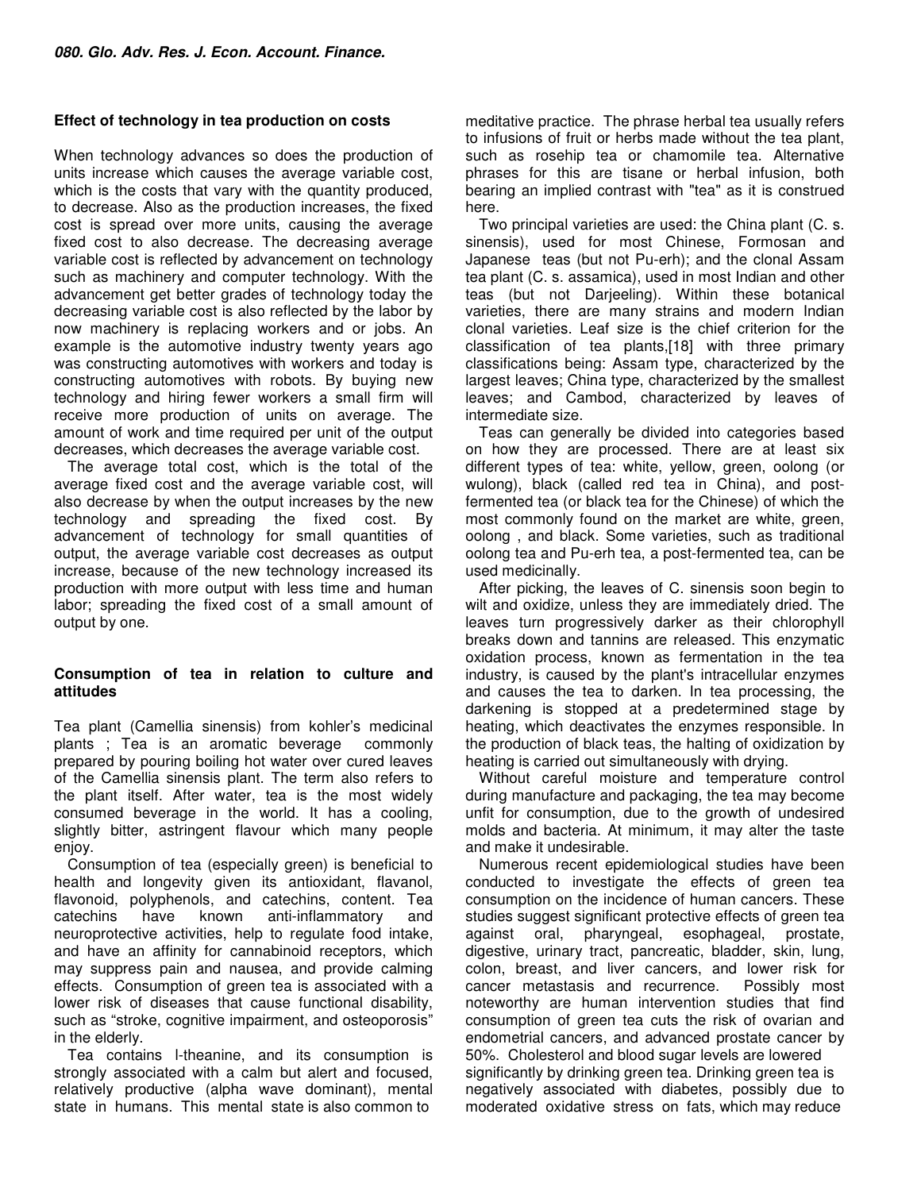### Effect of technology in tea production on costs

When technology advances so does the production of units increase which causes the average variable cost, which is the costs that vary with the quantity produced, to decrease. Also as the production increases, the fixed cost is spread over more units, causing the average fixed cost to also decrease. The decreasing average variable cost is reflected by advancement on technology such as machinery and computer technology. With the advancement get better grades of technology today the decreasing variable cost is also reflected by the labor by now machinery is replacing workers and or jobs. An example is the automotive industry twenty years ago was constructing automotives with workers and today is constructing automotives with robots. By buying new technology and hiring fewer workers a small firm will receive more production of units on average. The amount of work and time required per unit of the output decreases, which decreases the average variable cost.

The average total cost, which is the total of the average fixed cost and the average variable cost, will also decrease by when the output increases by the new technology and spreading the fixed cost. By advancement of technology for small quantities of output, the average variable cost decreases as output increase, because of the new technology increased its production with more output with less time and human labor; spreading the fixed cost of a small amount of output by one.

### Consumption of tea in relation to culture and attitudes

Tea plant (Camellia sinensis) from kohler's medicinal plants ; Tea is an aromatic beverage commonly prepared by pouring boiling hot water over cured leaves of the Camellia sinensis plant. The term also refers to the plant itself. After water, tea is the most widely consumed beverage in the world. It has a cooling, slightly bitter, astringent flavour which many people enjoy.

Consumption of tea (especially green) is beneficial to health and longevity given its antioxidant, flavanol, flavonoid, polyphenols, and catechins, content. Tea catechins have known anti-inflammatory and neuroprotective activities, help to regulate food intake, and have an affinity for cannabinoid receptors, which may suppress pain and nausea, and provide calming effects. Consumption of green tea is associated with a lower risk of diseases that cause functional disability, such as "stroke, cognitive impairment, and osteoporosis" in the elderly.

Tea contains l-theanine, and its consumption is strongly associated with a calm but alert and focused, relatively productive (alpha wave dominant), mental state in humans. This mental state is also common to meditative practice. The phrase herbal tea usually refers to infusions of fruit or herbs made without the tea plant, such as rosehip tea or chamomile tea. Alternative phrases for this are tisane or herbal infusion, both bearing an implied contrast with "tea" as it is construed here.

Two principal varieties are used: the China plant (C. s. sinensis), used for most Chinese, Formosan and Japanese teas (but not Pu-erh); and the clonal Assam tea plant (C. s. assamica), used in most Indian and other teas (but not Darjeeling). Within these botanical varieties, there are many strains and modern Indian clonal varieties. Leaf size is the chief criterion for the classification of tea plants,[18] with three primary classifications being: Assam type, characterized by the largest leaves; China type, characterized by the smallest leaves; and Cambod, characterized by leaves of intermediate size.

Teas can generally be divided into categories based on how they are processed. There are at least six different types of tea: white, yellow, green, oolong (or wulong), black (called red tea in China), and post-fermented tea (or black tea for the Chinese) of which the most commonly found on the market are white, green, oolong , and black. Some varieties, such as traditional oolong tea and Pu-erh tea, a post-fermented tea, can be used medicinally.

After picking, the leaves of C. sinensis soon begin to wilt and oxidize, unless they are immediately dried. The leaves turn progressively darker as their chlorophyll breaks down and tannins are released. This enzymatic oxidation process, known as fermentation in the tea industry, is caused by the plant's intracellular enzymes and causes the tea to darken. In tea processing, the darkening is stopped at a predetermined stage by heating, which deactivates the enzymes responsible. In the production of black teas, the halting of oxidization by heating is carried out simultaneously with drying.

Without careful moisture and temperature control during manufacture and packaging, the tea may become unfit for consumption, due to the growth of undesired molds and bacteria. At minimum, it may alter the taste and make it undesirable.

Numerous recent epidemiological studies have been conducted to investigate the effects of green tea consumption on the incidence of human cancers. These studies suggest significant protective effects of green tea against oral, pharyngeal, esophageal, prostate, digestive, urinary tract, pancreatic, bladder, skin, lung, colon, breast, and liver cancers, and lower risk for cancer metastasis and recurrence. Possibly most noteworthy are human intervention studies that find consumption of green tea cuts the risk of ovarian and endometrial cancers, and advanced prostate cancer by 50%. Cholesterol and blood sugar levels are lowered significantly by drinking green tea. Drinking green tea is negatively associated with diabetes, possibly due to moderated oxidative stress on fats, which may reduce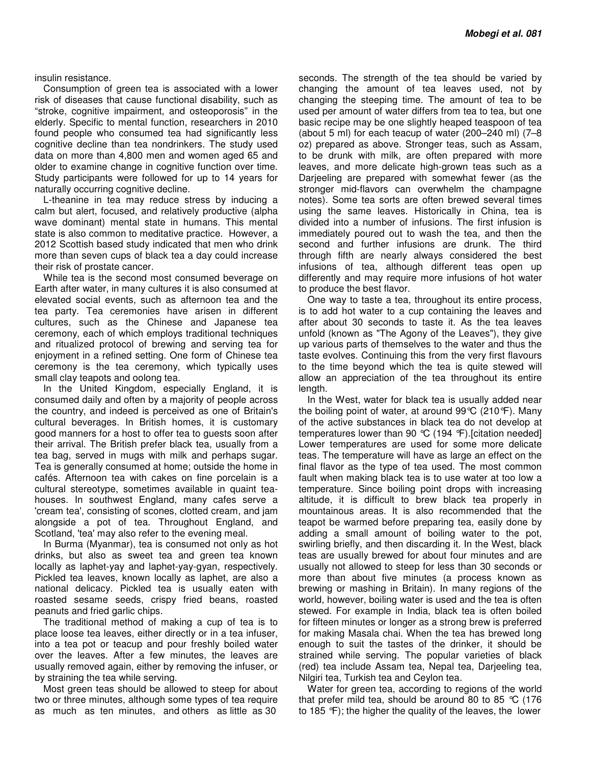insulin resistance.

Consumption of green tea is associated with a lower risk of diseases that cause functional disability, such as "stroke, cognitive impairment, and osteoporosis" in the elderly. Specific to mental function, researchers in 2010 found people who consumed tea had significantly less cognitive decline than tea nondrinkers. The study used data on more than 4,800 men and women aged 65 and older to examine change in cognitive function over time. Study participants were followed for up to 14 years for naturally occurring cognitive decline.

L-theanine in tea may reduce stress by inducing a calm but alert, focused, and relatively productive (alpha wave dominant) mental state in humans. This mental state is also common to meditative practice. However, a 2012 Scottish based study indicated that men who drink more than seven cups of black tea a day could increase their risk of prostate cancer.

While tea is the second most consumed beverage on Earth after water, in many cultures it is also consumed at elevated social events, such as afternoon tea and the tea party. Tea ceremonies have arisen in different cultures, such as the Chinese and Japanese tea ceremony, each of which employs traditional techniques and ritualized protocol of brewing and serving tea for enjoyment in a refined setting. One form of Chinese tea ceremony is the tea ceremony, which typically uses small clay teapots and oolong tea.

In the United Kingdom, especially England, it is consumed daily and often by a majority of people across the country, and indeed is perceived as one of Britain's cultural beverages. In British homes, it is customary good manners for a host to offer tea to guests soon after their arrival. The British prefer black tea, usually from a tea bag, served in mugs with milk and perhaps sugar. Tea is generally consumed at home; outside the home in cafés. Afternoon tea with cakes on fine porcelain is a cultural stereotype, sometimes available in quaint tea-houses. In southwest England, many cafes serve a 'cream tea', consisting of scones, clotted cream, and jam alongside a pot of tea. Throughout England, and Scotland, 'tea' may also refer to the evening meal.

In Burma (Myanmar), tea is consumed not only as hot drinks, but also as sweet tea and green tea known locally as laphet-yay and laphet-yay-gyan, respectively. Pickled tea leaves, known locally as laphet, are also a national delicacy. Pickled tea is usually eaten with roasted sesame seeds, crispy fried beans, roasted peanuts and fried garlic chips.

The traditional method of making a cup of tea is to place loose tea leaves, either directly or in a tea infuser, into a tea pot or teacup and pour freshly boiled water over the leaves. After a few minutes, the leaves are usually removed again, either by removing the infuser, or by straining the tea while serving.

Most green teas should be allowed to steep for about two or three minutes, although some types of tea require as much as ten minutes, and others as little as 30 seconds. The strength of the tea should be varied by changing the amount of tea leaves used, not by changing the steeping time. The amount of tea to be used per amount of water differs from tea to tea, but one basic recipe may be one slightly heaped teaspoon of tea (about 5 ml) for each teacup of water (200–240 ml) (7–8 oz) prepared as above. Stronger teas, such as Assam, to be drunk with milk, are often prepared with more leaves, and more delicate high-grown teas such as a Darjeeling are prepared with somewhat fewer (as the stronger mid-flavors can overwhelm the champagne notes). Some tea sorts are often brewed several times using the same leaves. Historically in China, tea is divided into a number of infusions. The first infusion is immediately poured out to wash the tea, and then the second and further infusions are drunk. The third through fifth are nearly always considered the best infusions of tea, although different teas open up differently and may require more infusions of hot water to produce the best flavor.

One way to taste a tea, throughout its entire process, is to add hot water to a cup containing the leaves and after about 30 seconds to taste it. As the tea leaves unfold (known as "The Agony of the Leaves"), they give up various parts of themselves to the water and thus the taste evolves. Continuing this from the very first flavours to the time beyond which the tea is quite stewed will allow an appreciation of the tea throughout its entire length.

In the West, water for black tea is usually added near the boiling point of water, at around 99°C (210°F). Many of the active substances in black tea do not develop at temperatures lower than 90 °C (194 °F).[citation needed] Lower temperatures are used for some more delicate teas. The temperature will have as large an effect on the final flavor as the type of tea used. The most common fault when making black tea is to use water at too low a temperature. Since boiling point drops with increasing altitude, it is difficult to brew black tea properly in mountainous areas. It is also recommended that the teapot be warmed before preparing tea, easily done by adding a small amount of boiling water to the pot, swirling briefly, and then discarding it. In the West, black teas are usually brewed for about four minutes and are usually not allowed to steep for less than 30 seconds or more than about five minutes (a process known as brewing or mashing in Britain). In many regions of the world, however, boiling water is used and the tea is often stewed. For example in India, black tea is often boiled for fifteen minutes or longer as a strong brew is preferred for making Masala chai. When the tea has brewed long enough to suit the tastes of the drinker, it should be strained while serving. The popular varieties of black (red) tea include Assam tea, Nepal tea, Darjeeling tea, Nilgiri tea, Turkish tea and Ceylon tea.

Water for green tea, according to regions of the world that prefer mild tea, should be around 80 to 85 °C (176 to 185 °F); the higher the quality of the leaves, the lower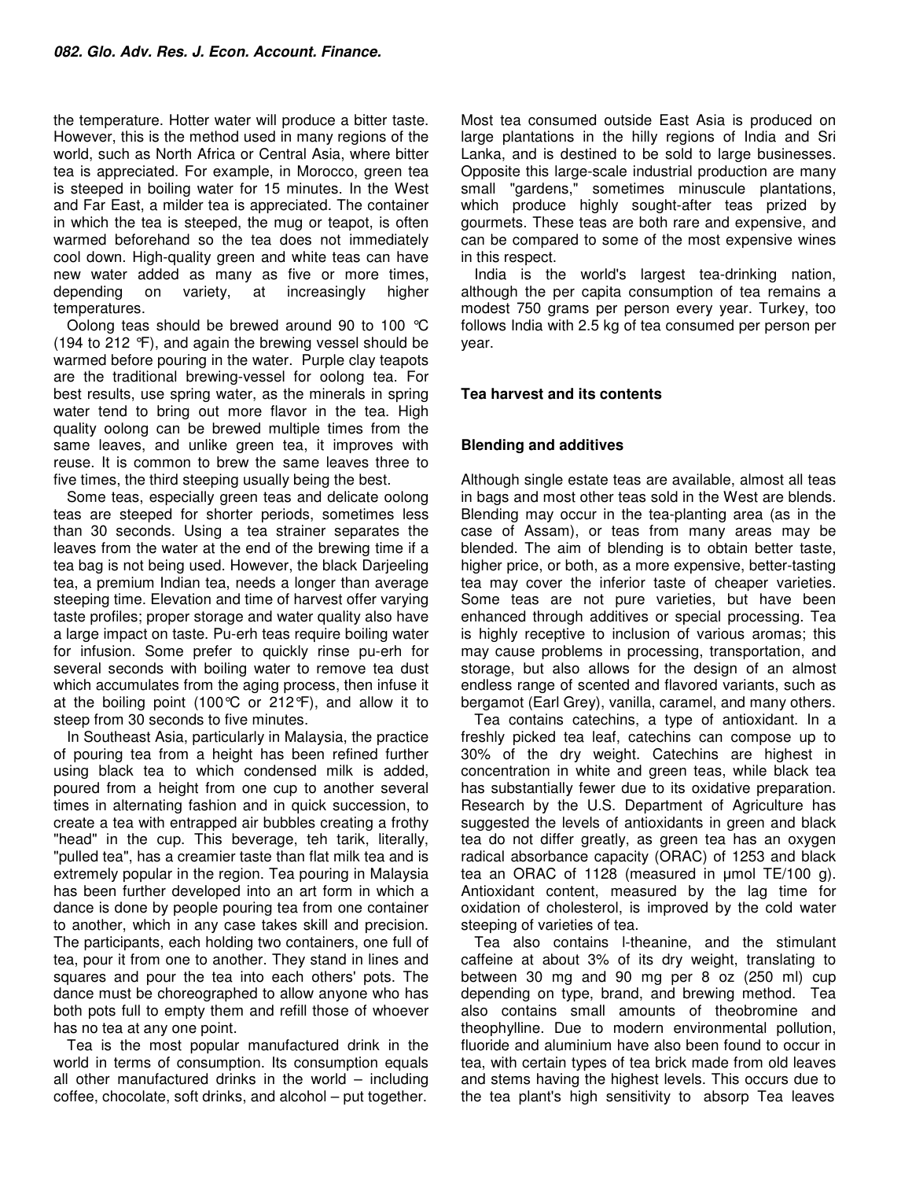the temperature. Hotter water will produce a bitter taste. However, this is the method used in many regions of the world, such as North Africa or Central Asia, where bitter tea is appreciated. For example, in Morocco, green tea is steeped in boiling water for 15 minutes. In the West and Far East, a milder tea is appreciated. The container in which the tea is steeped, the mug or teapot, is often warmed beforehand so the tea does not immediately cool down. High-quality green and white teas can have new water added as many as five or more times, depending on variety, at increasingly higher temperatures.

Oolong teas should be brewed around 90 to 100 ℃ (194 to 212 ℉), and again the brewing vessel should be warmed before pouring in the water. Purple clay teapots are the traditional brewing-vessel for oolong tea. For best results, use spring water, as the minerals in spring water tend to bring out more flavor in the tea. High quality oolong can be brewed multiple times from the same leaves, and unlike green tea, it improves with reuse. It is common to brew the same leaves three to five times, the third steeping usually being the best.

Some teas, especially green teas and delicate oolong teas are steeped for shorter periods, sometimes less than 30 seconds. Using a tea strainer separates the leaves from the water at the end of the brewing time if a tea bag is not being used. However, the black Darjeeling tea, a premium Indian tea, needs a longer than average steeping time. Elevation and time of harvest offer varying taste profiles; proper storage and water quality also have a large impact on taste. Pu-erh teas require boiling water for infusion. Some prefer to quickly rinse pu-erh for several seconds with boiling water to remove tea dust which accumulates from the aging process, then infuse it at the boiling point (100℃ or 212℉), and allow it to steep from 30 seconds to five minutes.

In Southeast Asia, particularly in Malaysia, the practice of pouring tea from a height has been refined further using black tea to which condensed milk is added, poured from a height from one cup to another several times in alternating fashion and in quick succession, to create a tea with entrapped air bubbles creating a frothy "head" in the cup. This beverage, teh tarik, literally, "pulled tea", has a creamier taste than flat milk tea and is extremely popular in the region. Tea pouring in Malaysia has been further developed into an art form in which a dance is done by people pouring tea from one container to another, which in any case takes skill and precision. The participants, each holding two containers, one full of tea, pour it from one to another. They stand in lines and squares and pour the tea into each others' pots. The dance must be choreographed to allow anyone who has both pots full to empty them and refill those of whoever has no tea at any one point.

Tea is the most popular manufactured drink in the world in terms of consumption. Its consumption equals all other manufactured drinks in the world – including coffee, chocolate, soft drinks, and alcohol – put together.

Most tea consumed outside East Asia is produced on large plantations in the hilly regions of India and Sri Lanka, and is destined to be sold to large businesses. Opposite this large-scale industrial production are many small "gardens," sometimes minuscule plantations, which produce highly sought-after teas prized by gourmets. These teas are both rare and expensive, and can be compared to some of the most expensive wines in this respect.

India is the world's largest tea-drinking nation, although the per capita consumption of tea remains a modest 750 grams per person every year. Turkey, too follows India with 2.5 kg of tea consumed per person per year.

## Tea harvest and its contents

### Blending and additives

Although single estate teas are available, almost all teas in bags and most other teas sold in the West are blends. Blending may occur in the tea-planting area (as in the case of Assam), or teas from many areas may be blended. The aim of blending is to obtain better taste, higher price, or both, as a more expensive, better-tasting tea may cover the inferior taste of cheaper varieties. Some teas are not pure varieties, but have been enhanced through additives or special processing. Tea is highly receptive to inclusion of various aromas; this may cause problems in processing, transportation, and storage, but also allows for the design of an almost endless range of scented and flavored variants, such as bergamot (Earl Grey), vanilla, caramel, and many others.

Tea contains catechins, a type of antioxidant. In a freshly picked tea leaf, catechins can compose up to 30% of the dry weight. Catechins are highest in concentration in white and green teas, while black tea has substantially fewer due to its oxidative preparation. Research by the U.S. Department of Agriculture has suggested the levels of antioxidants in green and black tea do not differ greatly, as green tea has an oxygen radical absorbance capacity (ORAC) of 1253 and black tea an ORAC of 1128 (measured in μmol TE/100 g). Antioxidant content, measured by the lag time for oxidation of cholesterol, is improved by the cold water steeping of varieties of tea.

Tea also contains l-theanine, and the stimulant caffeine at about 3% of its dry weight, translating to between 30 mg and 90 mg per 8 oz (250 ml) cup depending on type, brand, and brewing method. Tea also contains small amounts of theobromine and theophylline. Due to modern environmental pollution, fluoride and aluminium have also been found to occur in tea, with certain types of tea brick made from old leaves and stems having the highest levels. This occurs due to the tea plant's high sensitivity to absorp Tea leaves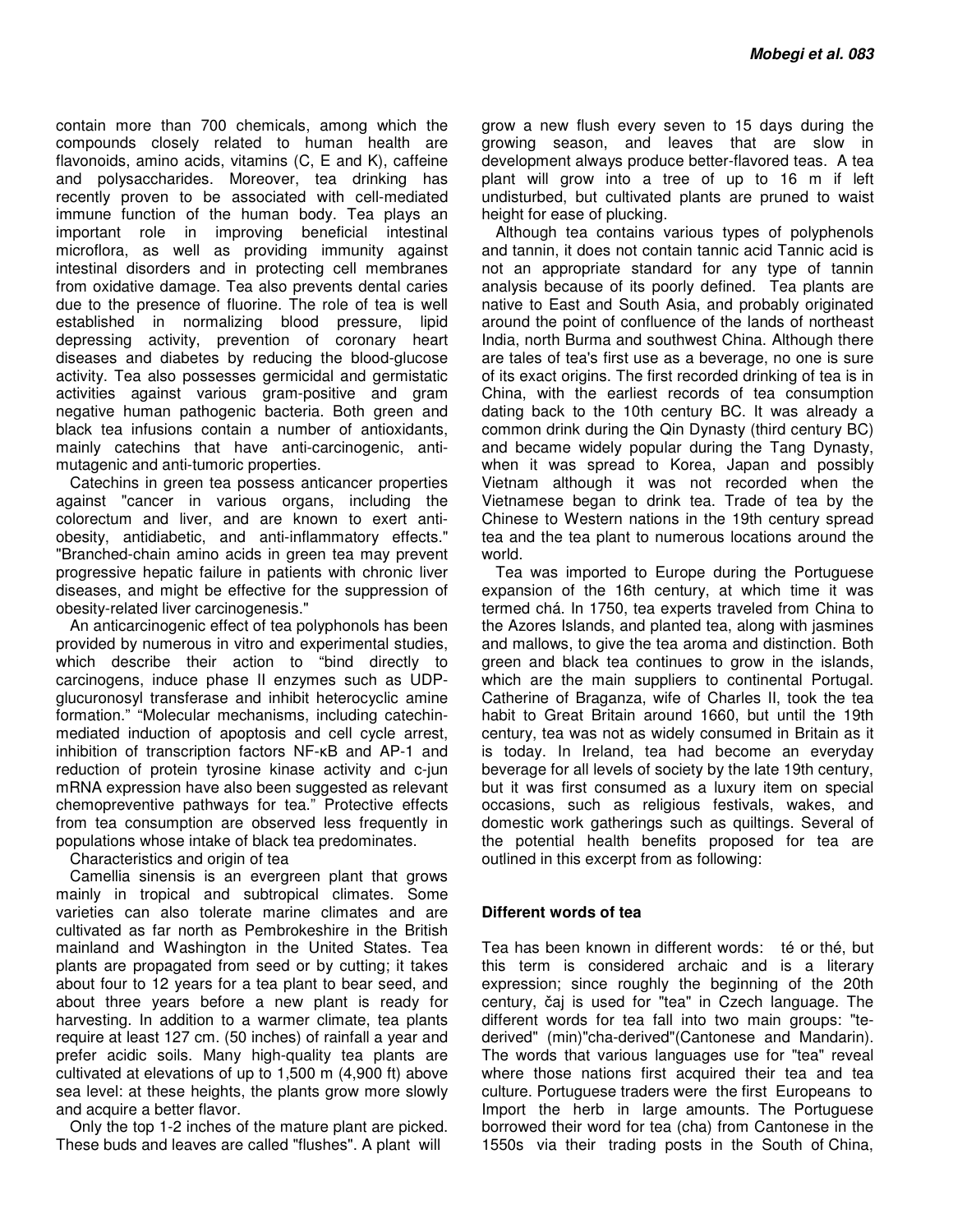contain more than 700 chemicals, among which the compounds closely related to human health are flavonoids, amino acids, vitamins (C, E and K), caffeine and polysaccharides. Moreover, tea drinking has recently proven to be associated with cell-mediated immune function of the human body. Tea plays an important role in improving beneficial intestinal microflora, as well as providing immunity against intestinal disorders and in protecting cell membranes from oxidative damage. Tea also prevents dental caries due to the presence of fluorine. The role of tea is well established in normalizing blood pressure, lipid depressing activity, prevention of coronary heart diseases and diabetes by reducing the blood-glucose activity. Tea also possesses germicidal and germistatic activities against various gram-positive and gram negative human pathogenic bacteria. Both green and black tea infusions contain a number of antioxidants, mainly catechins that have anti-carcinogenic, anti-mutagenic and anti-tumoric properties.

Catechins in green tea possess anticancer properties against "cancer in various organs, including the colorectum and liver, and are known to exert anti-obesity, antidiabetic, and anti-inflammatory effects." "Branched-chain amino acids in green tea may prevent progressive hepatic failure in patients with chronic liver diseases, and might be effective for the suppression of obesity-related liver carcinogenesis."

An anticarcinogenic effect of tea polyphonols has been provided by numerous in vitro and experimental studies, which describe their action to "bind directly to carcinogens, induce phase II enzymes such as UDP-glucuronosyl transferase and inhibit heterocyclic amine formation." "Molecular mechanisms, including catechin-mediated induction of apoptosis and cell cycle arrest, inhibition of transcription factors NF-κB and AP-1 and reduction of protein tyrosine kinase activity and c-jun mRNA expression have also been suggested as relevant chemopreventive pathways for tea." Protective effects from tea consumption are observed less frequently in populations whose intake of black tea predominates.

Characteristics and origin of tea

Camellia sinensis is an evergreen plant that grows mainly in tropical and subtropical climates. Some varieties can also tolerate marine climates and are cultivated as far north as Pembrokeshire in the British mainland and Washington in the United States. Tea plants are propagated from seed or by cutting; it takes about four to 12 years for a tea plant to bear seed, and about three years before a new plant is ready for harvesting. In addition to a warmer climate, tea plants require at least 127 cm. (50 inches) of rainfall a year and prefer acidic soils. Many high-quality tea plants are cultivated at elevations of up to 1,500 m (4,900 ft) above sea level: at these heights, the plants grow more slowly and acquire a better flavor.

Only the top 1-2 inches of the mature plant are picked. These buds and leaves are called "flushes". A plant will grow a new flush every seven to 15 days during the growing season, and leaves that are slow in development always produce better-flavored teas. A tea plant will grow into a tree of up to 16 m if left undisturbed, but cultivated plants are pruned to waist height for ease of plucking.

Although tea contains various types of polyphenols and tannin, it does not contain tannic acid Tannic acid is not an appropriate standard for any type of tannin analysis because of its poorly defined. Tea plants are native to East and South Asia, and probably originated around the point of confluence of the lands of northeast India, north Burma and southwest China. Although there are tales of tea's first use as a beverage, no one is sure of its exact origins. The first recorded drinking of tea is in China, with the earliest records of tea consumption dating back to the 10th century BC. It was already a common drink during the Qin Dynasty (third century BC) and became widely popular during the Tang Dynasty, when it was spread to Korea, Japan and possibly Vietnam although it was not recorded when the Vietnamese began to drink tea. Trade of tea by the Chinese to Western nations in the 19th century spread tea and the tea plant to numerous locations around the world.

Tea was imported to Europe during the Portuguese expansion of the 16th century, at which time it was termed chá. In 1750, tea experts traveled from China to the Azores Islands, and planted tea, along with jasmines and mallows, to give the tea aroma and distinction. Both green and black tea continues to grow in the islands, which are the main suppliers to continental Portugal. Catherine of Braganza, wife of Charles II, took the tea habit to Great Britain around 1660, but until the 19th century, tea was not as widely consumed in Britain as it is today. In Ireland, tea had become an everyday beverage for all levels of society by the late 19th century, but it was first consumed as a luxury item on special occasions, such as religious festivals, wakes, and domestic work gatherings such as quiltings. Several of the potential health benefits proposed for tea are outlined in this excerpt from as following:

## Different words of tea

Tea has been known in different words: té or thé, but this term is considered archaic and is a literary expression; since roughly the beginning of the 20th century, čaj is used for "tea" in Czech language. The different words for tea fall into two main groups: "te-derived" (min)"cha-derived"(Cantonese and Mandarin). The words that various languages use for "tea" reveal where those nations first acquired their tea and tea culture. Portuguese traders were the first Europeans to Import the herb in large amounts. The Portuguese borrowed their word for tea (cha) from Cantonese in the 1550s via their trading posts in the South of China,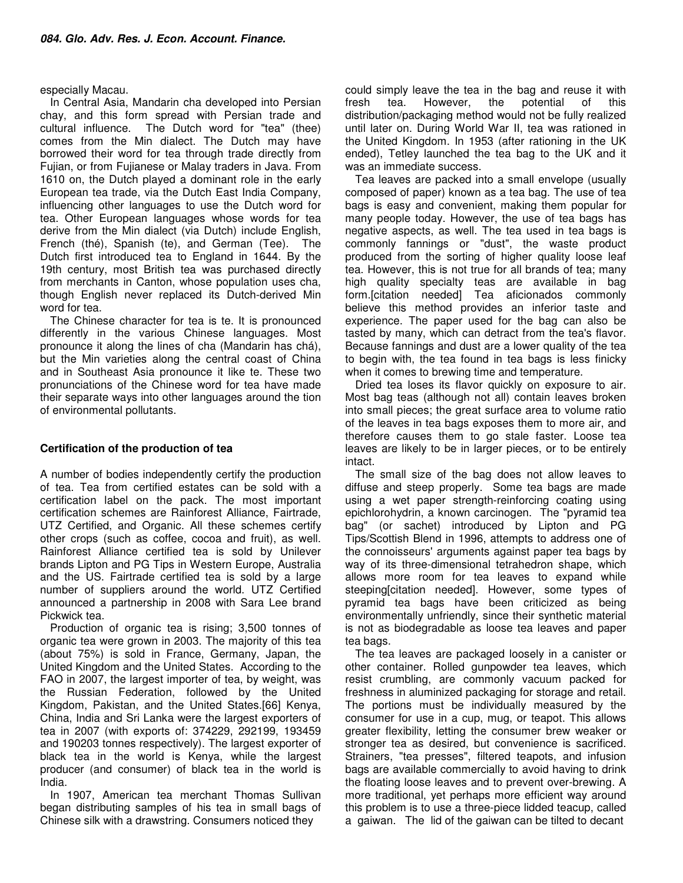especially Macau.

In Central Asia, Mandarin cha developed into Persian chay, and this form spread with Persian trade and cultural influence. The Dutch word for "tea" (thee) comes from the Min dialect. The Dutch may have borrowed their word for tea through trade directly from Fujian, or from Fujianese or Malay traders in Java. From 1610 on, the Dutch played a dominant role in the early European tea trade, via the Dutch East India Company, influencing other languages to use the Dutch word for tea. Other European languages whose words for tea derive from the Min dialect (via Dutch) include English, French (thé), Spanish (te), and German (Tee). The Dutch first introduced tea to England in 1644. By the 19th century, most British tea was purchased directly from merchants in Canton, whose population uses cha, though English never replaced its Dutch-derived Min word for tea.

The Chinese character for tea is te. It is pronounced differently in the various Chinese languages. Most pronounce it along the lines of cha (Mandarin has chá), but the Min varieties along the central coast of China and in Southeast Asia pronounce it like te. These two pronunciations of the Chinese word for tea have made their separate ways into other languages around the tion of environmental pollutants.

### Certification of the production of tea

A number of bodies independently certify the production of tea. Tea from certified estates can be sold with a certification label on the pack. The most important certification schemes are Rainforest Alliance, Fairtrade, UTZ Certified, and Organic. All these schemes certify other crops (such as coffee, cocoa and fruit), as well. Rainforest Alliance certified tea is sold by Unilever brands Lipton and PG Tips in Western Europe, Australia and the US. Fairtrade certified tea is sold by a large number of suppliers around the world. UTZ Certified announced a partnership in 2008 with Sara Lee brand Pickwick tea.

Production of organic tea is rising; 3,500 tonnes of organic tea were grown in 2003. The majority of this tea (about 75%) is sold in France, Germany, Japan, the United Kingdom and the United States. According to the FAO in 2007, the largest importer of tea, by weight, was the Russian Federation, followed by the United Kingdom, Pakistan, and the United States.[66] Kenya, China, India and Sri Lanka were the largest exporters of tea in 2007 (with exports of: 374229, 292199, 193459 and 190203 tonnes respectively). The largest exporter of black tea in the world is Kenya, while the largest producer (and consumer) of black tea in the world is India.

In 1907, American tea merchant Thomas Sullivan began distributing samples of his tea in small bags of Chinese silk with a drawstring. Consumers noticed they could simply leave the tea in the bag and reuse it with fresh tea. However, the potential of this distribution/packaging method would not be fully realized until later on. During World War II, tea was rationed in the United Kingdom. In 1953 (after rationing in the UK ended), Tetley launched the tea bag to the UK and it was an immediate success.

Tea leaves are packed into a small envelope (usually composed of paper) known as a tea bag. The use of tea bags is easy and convenient, making them popular for many people today. However, the use of tea bags has negative aspects, as well. The tea used in tea bags is commonly fannings or "dust", the waste product produced from the sorting of higher quality loose leaf tea. However, this is not true for all brands of tea; many high quality specialty teas are available in bag form.[citation needed] Tea aficionados commonly believe this method provides an inferior taste and experience. The paper used for the bag can also be tasted by many, which can detract from the tea's flavor. Because fannings and dust are a lower quality of the tea to begin with, the tea found in tea bags is less finicky when it comes to brewing time and temperature.

Dried tea loses its flavor quickly on exposure to air. Most bag teas (although not all) contain leaves broken into small pieces; the great surface area to volume ratio of the leaves in tea bags exposes them to more air, and therefore causes them to go stale faster. Loose tea leaves are likely to be in larger pieces, or to be entirely intact.

The small size of the bag does not allow leaves to diffuse and steep properly. Some tea bags are made using a wet paper strength-reinforcing coating using epichlorohydrin, a known carcinogen. The "pyramid tea bag" (or sachet) introduced by Lipton and PG Tips/Scottish Blend in 1996, attempts to address one of the connoisseurs' arguments against paper tea bags by way of its three-dimensional tetrahedron shape, which allows more room for tea leaves to expand while steeping[citation needed]. However, some types of pyramid tea bags have been criticized as being environmentally unfriendly, since their synthetic material is not as biodegradable as loose tea leaves and paper tea bags.

The tea leaves are packaged loosely in a canister or other container. Rolled gunpowder tea leaves, which resist crumbling, are commonly vacuum packed for freshness in aluminized packaging for storage and retail. The portions must be individually measured by the consumer for use in a cup, mug, or teapot. This allows greater flexibility, letting the consumer brew weaker or stronger tea as desired, but convenience is sacrificed. Strainers, "tea presses", filtered teapots, and infusion bags are available commercially to avoid having to drink the floating loose leaves and to prevent over-brewing. A more traditional, yet perhaps more efficient way around this problem is to use a three-piece lidded teacup, called a gaiwan. The lid of the gaiwan can be tilted to decant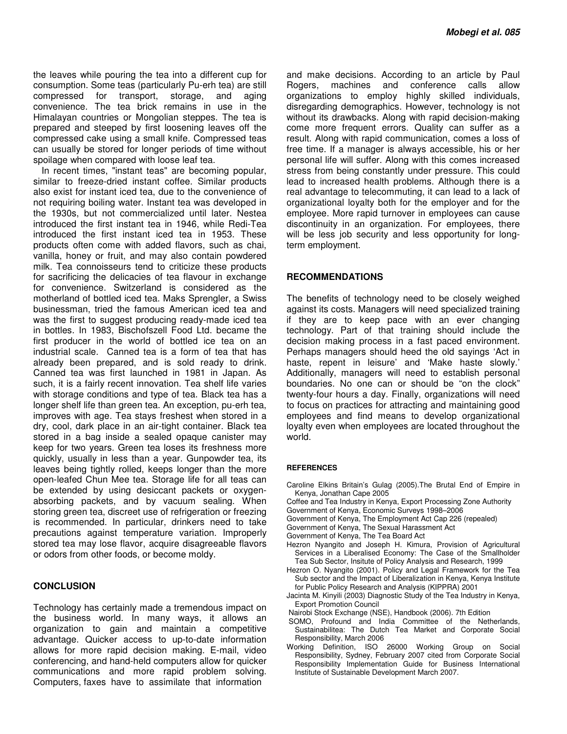the leaves while pouring the tea into a different cup for consumption. Some teas (particularly Pu-erh tea) are still compressed for transport, storage, and aging convenience. The tea brick remains in use in the Himalayan countries or Mongolian steppes. The tea is prepared and steeped by first loosening leaves off the compressed cake using a small knife. Compressed teas can usually be stored for longer periods of time without spoilage when compared with loose leaf tea.

In recent times, "instant teas" are becoming popular, similar to freeze-dried instant coffee. Similar products also exist for instant iced tea, due to the convenience of not requiring boiling water. Instant tea was developed in the 1930s, but not commercialized until later. Nestea introduced the first instant tea in 1946, while Redi-Tea introduced the first instant iced tea in 1953. These products often come with added flavors, such as chai, vanilla, honey or fruit, and may also contain powdered milk. Tea connoisseurs tend to criticize these products for sacrificing the delicacies of tea flavour in exchange for convenience. Switzerland is considered as the motherland of bottled iced tea. Maks Sprengler, a Swiss businessman, tried the famous American iced tea and was the first to suggest producing ready-made iced tea in bottles. In 1983, Bischofszell Food Ltd. became the first producer in the world of bottled ice tea on an industrial scale. Canned tea is a form of tea that has already been prepared, and is sold ready to drink. Canned tea was first launched in 1981 in Japan. As such, it is a fairly recent innovation. Tea shelf life varies with storage conditions and type of tea. Black tea has a longer shelf life than green tea. An exception, pu-erh tea, improves with age. Tea stays freshest when stored in a dry, cool, dark place in an air-tight container. Black tea stored in a bag inside a sealed opaque canister may keep for two years. Green tea loses its freshness more quickly, usually in less than a year. Gunpowder tea, its leaves being tightly rolled, keeps longer than the more open-leafed Chun Mee tea. Storage life for all teas can be extended by using desiccant packets or oxygen-absorbing packets, and by vacuum sealing. When storing green tea, discreet use of refrigeration or freezing is recommended. In particular, drinkers need to take precautions against temperature variation. Improperly stored tea may lose flavor, acquire disagreeable flavors or odors from other foods, or become moldy.

## CONCLUSION

Technology has certainly made a tremendous impact on the business world. In many ways, it allows an organization to gain and maintain a competitive advantage. Quicker access to up-to-date information allows for more rapid decision making. E-mail, video conferencing, and hand-held computers allow for quicker communications and more rapid problem solving. Computers, faxes have to assimilate that information and make decisions. According to an article by Paul Rogers, machines and conference calls allow organizations to employ highly skilled individuals, disregarding demographics. However, technology is not without its drawbacks. Along with rapid decision-making come more frequent errors. Quality can suffer as a result. Along with rapid communication, comes a loss of free time. If a manager is always accessible, his or her personal life will suffer. Along with this comes increased stress from being constantly under pressure. This could lead to increased health problems. Although there is a real advantage to telecommuting, it can lead to a lack of organizational loyalty both for the employer and for the employee. More rapid turnover in employees can cause discontinuity in an organization. For employees, there will be less job security and less opportunity for long-term employment.

## RECOMMENDATIONS

The benefits of technology need to be closely weighed against its costs. Managers will need specialized training if they are to keep pace with an ever changing technology. Part of that training should include the decision making process in a fast paced environment. Perhaps managers should heed the old sayings 'Act in haste, repent in leisure' and 'Make haste slowly.' Additionally, managers will need to establish personal boundaries. No one can or should be "on the clock" twenty-four hours a day. Finally, organizations will need to focus on practices for attracting and maintaining good employees and find means to develop organizational loyalty even when employees are located throughout the world.

### REFERENCES

Caroline Elkins Britain's Gulag (2005).The Brutal End of Empire in Kenya, Jonathan Cape 2005

Coffee and Tea Industry in Kenya, Export Processing Zone Authority

Government of Kenya, Economic Surveys 1998–2006

Government of Kenya, The Employment Act Cap 226 (repealed)

Government of Kenya, The Sexual Harassment Act

Government of Kenya, The Tea Board Act

Hezron Nyangito and Joseph H. Kimura, Provision of Agricultural Services in a Liberalised Economy: The Case of the Smallholder Tea Sub Sector, Insitute of Policy Analysis and Research, 1999

Hezron O. Nyangito (2001). Policy and Legal Framework for the Tea Sub sector and the Impact of Liberalization in Kenya, Kenya Institute for Public Policy Research and Analysis (KIPPRA) 2001

Jacinta M. Kinyili (2003) Diagnostic Study of the Tea Industry in Kenya, Export Promotion Council

Nairobi Stock Exchange (NSE), Handbook (2006). 7th Edition

SOMO, Profound and India Committee of the Netherlands, Sustainabilitea: The Dutch Tea Market and Corporate Social Responsibility, March 2006

Working Definition, ISO 26000 Working Group on Social Responsibility, Sydney, February 2007 cited from Corporate Social Responsibility Implementation Guide for Business International Institute of Sustainable Development March 2007.